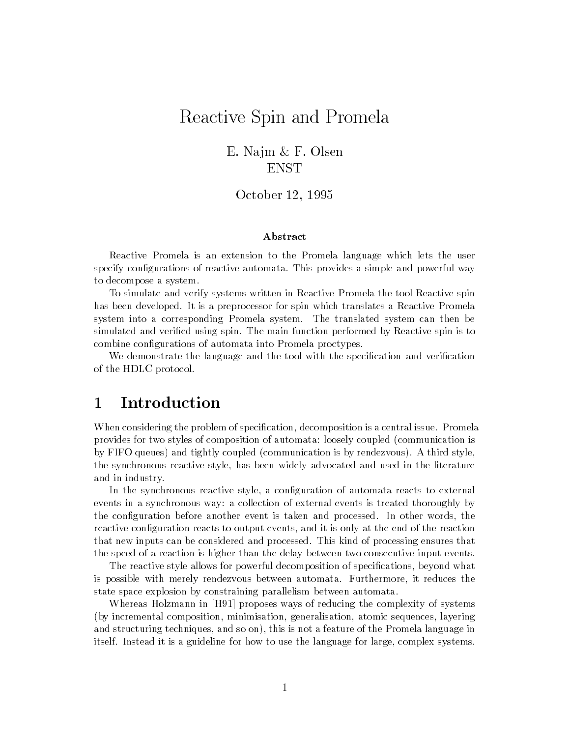# Reactive Spin and Promela

E. Najm & F. Olsen
ENST

October 12, 1995

### Abstract

Reactive Promela is an extension to the Promela language which lets the user specify configurations of reactive automata. This provides a simple and powerful way to decompose a system.

To simulate and verify systems written in Reactive Promela the tool Reactive spin has been developed. It is a preprocessor for spin which translates a Reactive Promela system into a corresponding Promela system. The translated system can then be simulated and verified using spin. The main function performed by Reactive spin is to combine configurations of automata into Promela proctypes.

We demonstrate the language and the tool with the specification and verification of the HDLC protocol.

## 1 Introduction

When considering the problem of specification, decomposition is a central issue. Promela provides for two styles of composition of automata: loosely coupled (communication is by FIFO queues) and tightly coupled (communication is by rendezvous). A third style, the synchronous reactive style, has been widely advocated and used in the literature and in industry.

In the synchronous reactive style, a configuration of automata reacts to external events in a synchronous way: a collection of external events is treated thoroughly by the configuration before another event is taken and processed. In other words, the reactive configuration reacts to output events, and it is only at the end of the reaction that new inputs can be considered and processed. This kind of processing ensures that the speed of a reaction is higher than the delay between two consecutive input events.

The reactive style allows for powerful decomposition of specifications, beyond what is possible with merely rendezvous between automata. Furthermore, it reduces the state space explosion by constraining parallelism between automata.

Whereas Holzmann in [H91] proposes ways of reducing the complexity of systems (by incremental composition, minimisation, generalisation, atomic sequences, layering and structuring techniques, and so on), this is not a feature of the Promela language in itself. Instead it is a guideline for how to use the language for large, complex systems.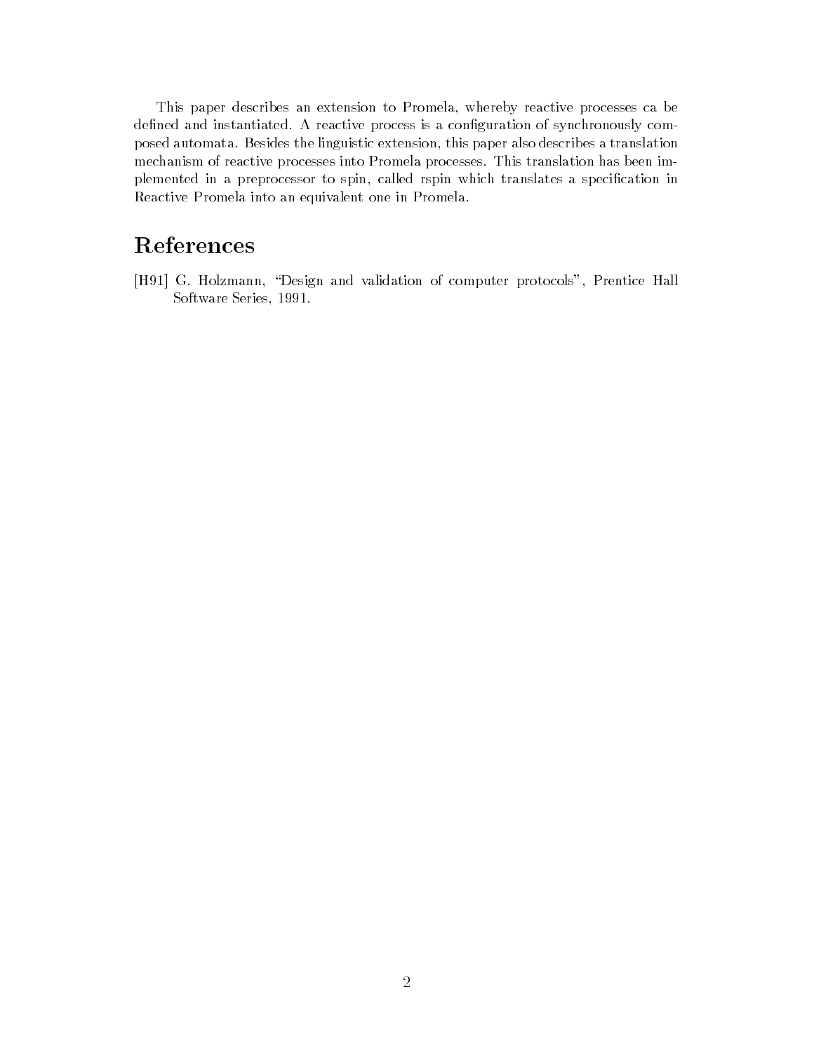This paper describes an extension to Promela, whereby reactive processes ca be defined and instantiated. A reactive process is a configuration of synchronously composed automata. Besides the linguistic extension, this paper also describes a translation mechanism of reactive processes into Promela processes. This translation has been implemented in a preprocessor to spin, called rspin which translates a specification in Reactive Promela into an equivalent one in Promela.

# References

[H91] G. Holzmann, "Design and validation of computer protocols", Prentice Hall Software Series, 1991.